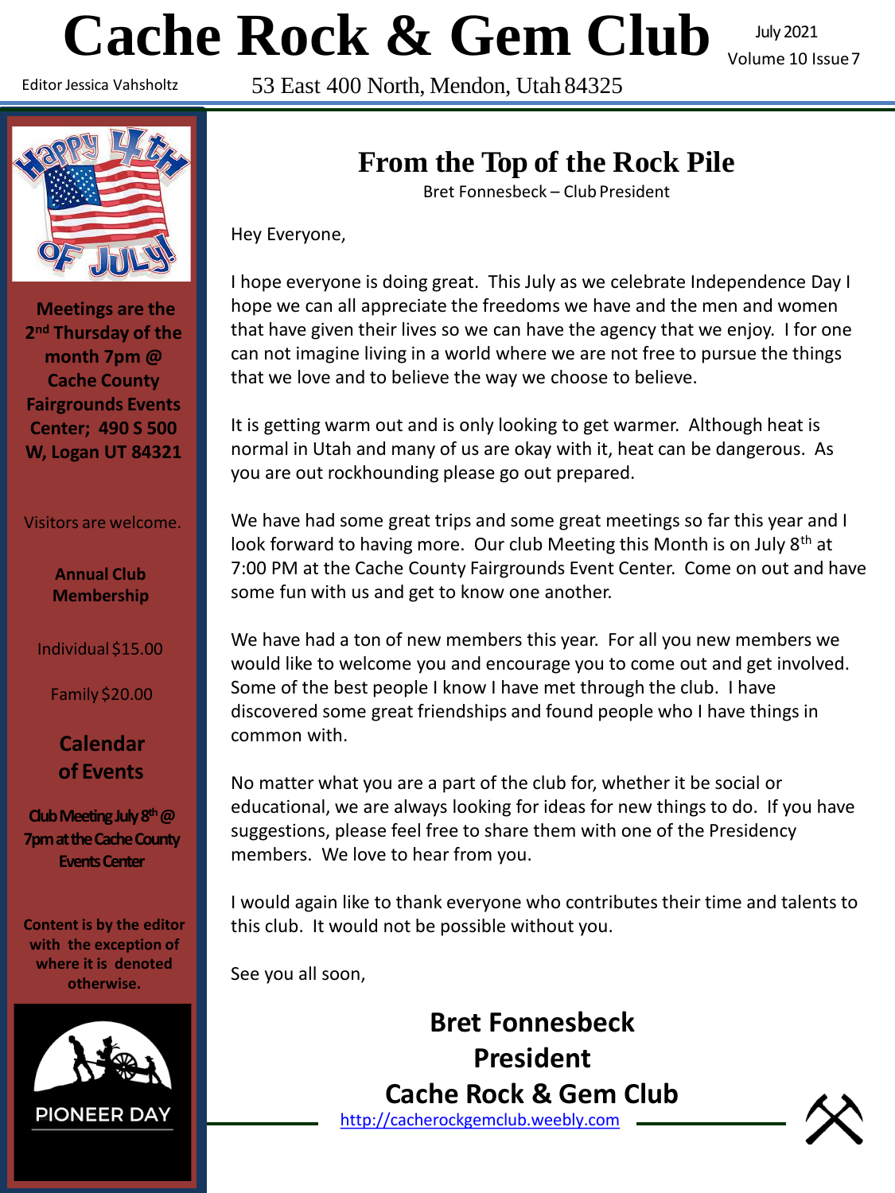# Cache Rock & Gem Club

July 2021
Volume 10 Issue 7

Editor Jessica Vahsholtz

53 East 400 North, Mendon, Utah 84325

**Meetings are the 2nd Thursday of the month 7pm @ Cache County Fairgrounds Events Center; 490 S 500 W, Logan UT 84321**

Visitors are welcome.

**Annual Club Membership**

Individual $15.00

Family $20.00

**Calendar of Events**

**Club Meeting July 8th @ 7pm at the Cache County Events Center**

**Content is by the editor with the exception of where it is denoted otherwise.**

## From the Top of the Rock Pile

Bret Fonnesbeck – Club President

Hey Everyone,

I hope everyone is doing great. This July as we celebrate Independence Day I hope we can all appreciate the freedoms we have and the men and women that have given their lives so we can have the agency that we enjoy. I for one can not imagine living in a world where we are not free to pursue the things that we love and to believe the way we choose to believe.

It is getting warm out and is only looking to get warmer. Although heat is normal in Utah and many of us are okay with it, heat can be dangerous. As you are out rockhounding please go out prepared.

We have had some great trips and some great meetings so far this year and I look forward to having more. Our club Meeting this Month is on July 8th at 7:00 PM at the Cache County Fairgrounds Event Center. Come on out and have some fun with us and get to know one another.

We have had a ton of new members this year. For all you new members we would like to welcome you and encourage you to come out and get involved. Some of the best people I know I have met through the club. I have discovered some great friendships and found people who I have things in common with.

No matter what you are a part of the club for, whether it be social or educational, we are always looking for ideas for new things to do. If you have suggestions, please feel free to share them with one of the Presidency members. We love to hear from you.

I would again like to thank everyone who contributes their time and talents to this club. It would not be possible without you.

See you all soon,

**Bret Fonnesbeck**
**President**
**Cache Rock & Gem Club**

http://cacherockgemclub.weebly.com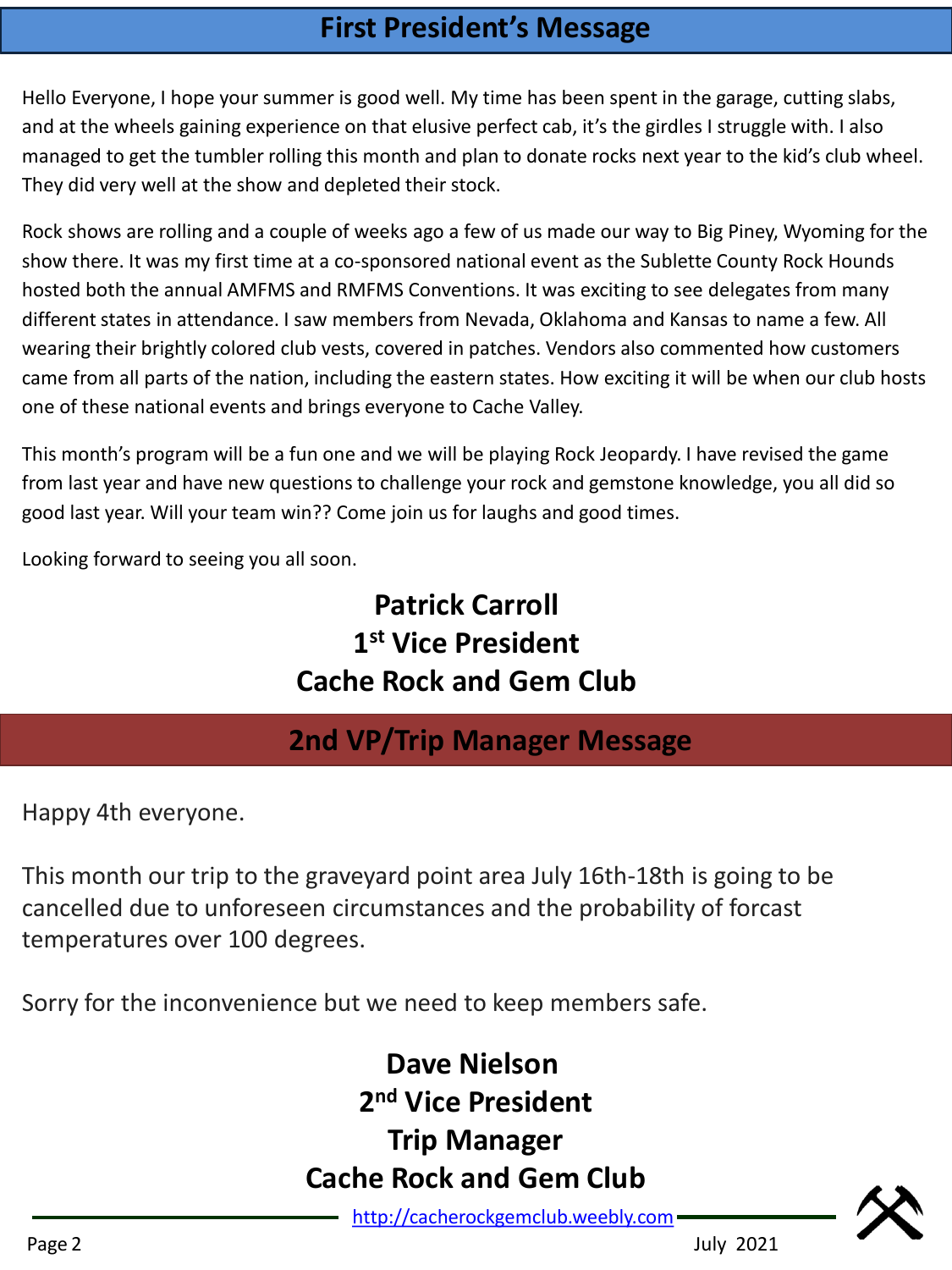## First President's Message

Hello Everyone, I hope your summer is good well. My time has been spent in the garage, cutting slabs, and at the wheels gaining experience on that elusive perfect cab, it's the girdles I struggle with. I also managed to get the tumbler rolling this month and plan to donate rocks next year to the kid's club wheel. They did very well at the show and depleted their stock.

Rock shows are rolling and a couple of weeks ago a few of us made our way to Big Piney, Wyoming for the show there. It was my first time at a co-sponsored national event as the Sublette County Rock Hounds hosted both the annual AMFMS and RMFMS Conventions. It was exciting to see delegates from many different states in attendance. I saw members from Nevada, Oklahoma and Kansas to name a few. All wearing their brightly colored club vests, covered in patches. Vendors also commented how customers came from all parts of the nation, including the eastern states. How exciting it will be when our club hosts one of these national events and brings everyone to Cache Valley.

This month's program will be a fun one and we will be playing Rock Jeopardy. I have revised the game from last year and have new questions to challenge your rock and gemstone knowledge, you all did so good last year. Will your team win?? Come join us for laughs and good times.

Looking forward to seeing you all soon.

**Patrick Carroll**
**1st Vice President**
**Cache Rock and Gem Club**

## 2nd VP/Trip Manager Message

Happy 4th everyone.

This month our trip to the graveyard point area July 16th-18th is going to be cancelled due to unforeseen circumstances and the probability of forcast temperatures over 100 degrees.

Sorry for the inconvenience but we need to keep members safe.

**Dave Nielson**
**2nd Vice President**
**Trip Manager**
**Cache Rock and Gem Club**

http://cacherockgemclub.weebly.com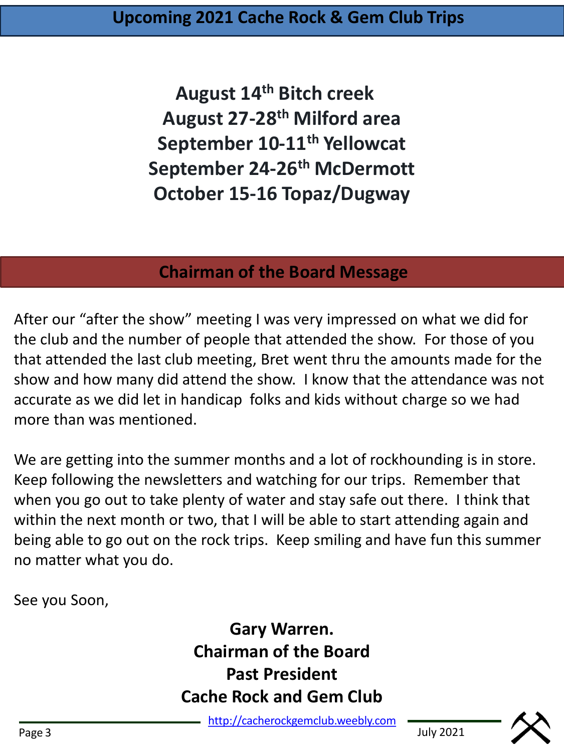## Upcoming 2021 Cache Rock & Gem Club Trips

**August 14th Bitch creek**
**August 27-28th Milford area**
**September 10-11th Yellowcat**
**September 24-26th McDermott**
**October 15-16 Topaz/Dugway**

## Chairman of the Board Message

After our "after the show" meeting I was very impressed on what we did for the club and the number of people that attended the show. For those of you that attended the last club meeting, Bret went thru the amounts made for the show and how many did attend the show. I know that the attendance was not accurate as we did let in handicap folks and kids without charge so we had more than was mentioned.

We are getting into the summer months and a lot of rockhounding is in store. Keep following the newsletters and watching for our trips. Remember that when you go out to take plenty of water and stay safe out there. I think that within the next month or two, that I will be able to start attending again and being able to go out on the rock trips. Keep smiling and have fun this summer no matter what you do.

See you Soon,

**Gary Warren.**
**Chairman of the Board**
**Past President**
**Cache Rock and Gem Club**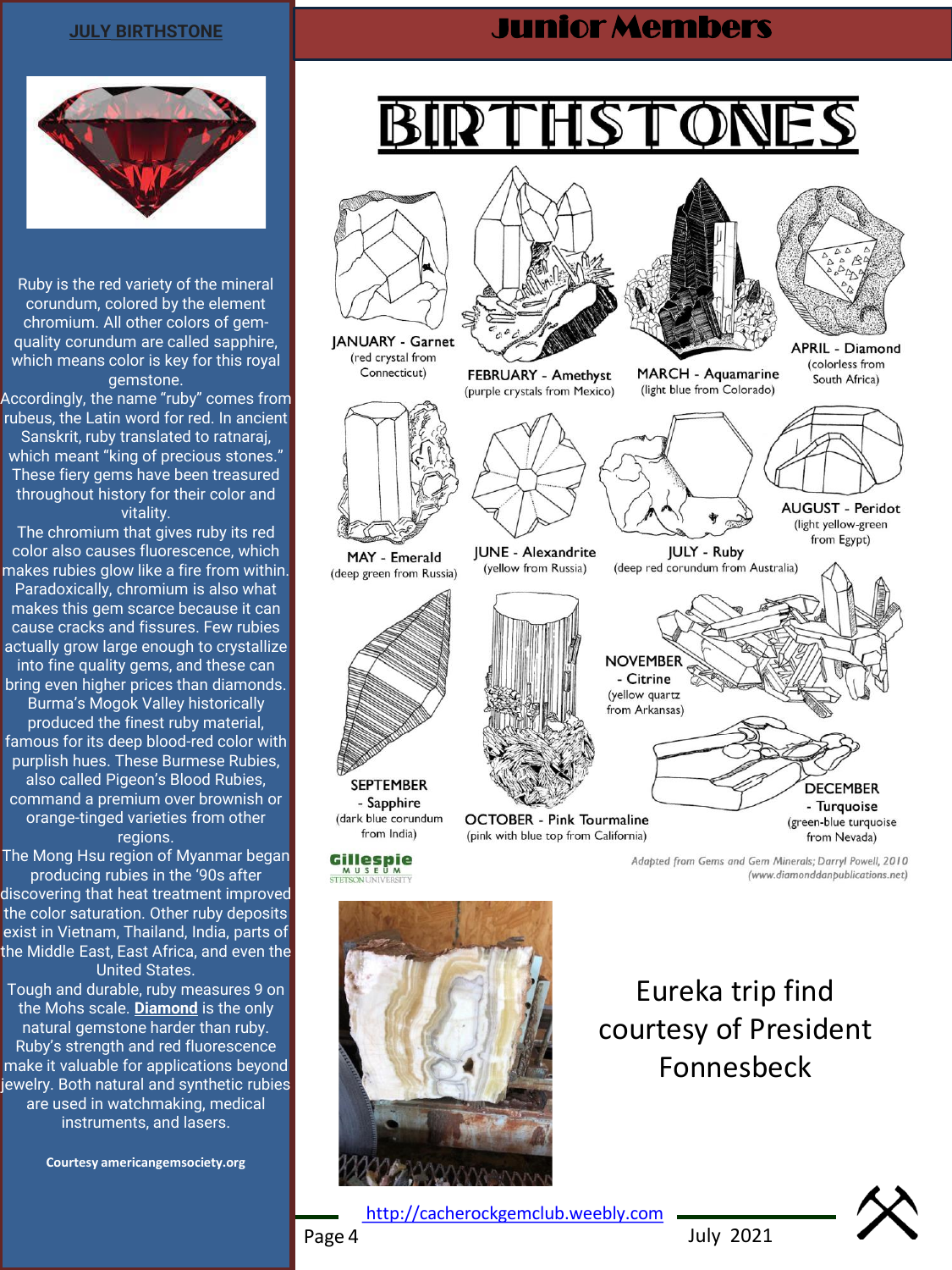## JULY BIRTHSTONE

Ruby is the red variety of the mineral corundum, colored by the element chromium. All other colors of gem-quality corundum are called sapphire, which means color is key for this royal gemstone.

Accordingly, the name "ruby" comes from rubeus, the Latin word for red. In ancient Sanskrit, ruby translated to ratnaraj, which meant "king of precious stones." These fiery gems have been treasured throughout history for their color and vitality.

The chromium that gives ruby its red color also causes fluorescence, which makes rubies glow like a fire from within. Paradoxically, chromium is also what makes this gem scarce because it can cause cracks and fissures. Few rubies actually grow large enough to crystallize into fine quality gems, and these can bring even higher prices than diamonds. Burma's Mogok Valley historically produced the finest ruby material, famous for its deep blood-red color with purplish hues. These Burmese Rubies, also called Pigeon's Blood Rubies, command a premium over brownish or orange-tinged varieties from other regions.

The Mong Hsu region of Myanmar began producing rubies in the '90s after discovering that heat treatment improved the color saturation. Other ruby deposits exist in Vietnam, Thailand, India, parts of the Middle East, East Africa, and even the United States.

Tough and durable, ruby measures 9 on the Mohs scale. **Diamond** is the only natural gemstone harder than ruby. Ruby's strength and red fluorescence make it valuable for applications beyond jewelry. Both natural and synthetic rubies are used in watchmaking, medical instruments, and lasers.

**Courtesy americangemsociety.org**

# Junior Members

## BIRTHSTONES

JANUARY - Garnet (red crystal from Connecticut)

FEBRUARY - Amethyst (purple crystals from Mexico)

MARCH - Aquamarine (light blue from Colorado)

APRIL - Diamond (colorless from South Africa)

MAY - Emerald (deep green from Russia)

JUNE - Alexandrite (yellow from Russia)

JULY - Ruby (deep red corundum from Australia)

AUGUST - Peridot (light yellow-green from Egypt)

SEPTEMBER - Sapphire (dark blue corundum from India)

OCTOBER - Pink Tourmaline (pink with blue top from California)

NOVEMBER - Citrine (yellow quartz from Arkansas)

DECEMBER - Turquoise (green-blue turquoise from Nevada)

Gillespie Museum, Stetson University

*Adapted from Gems and Gem Minerals; Darryl Powell, 2010 (www.diamonddanpublications.net)*

Eureka trip find courtesy of President Fonnesbeck

http://cacherockgemclub.weebly.com

July 2021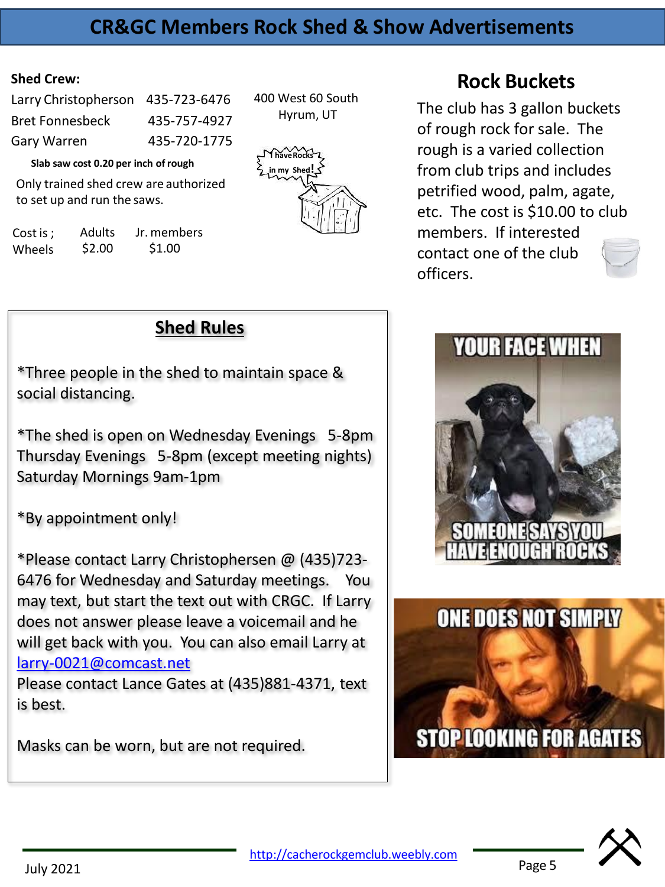# CR&GC Members Rock Shed & Show Advertisements

**Shed Crew:**

| | |
|---|---|
| Larry Christopherson | 435-723-6476 |
| Bret Fonnesbeck | 435-757-4927 |
| Gary Warren | 435-720-1775 |

400 West 60 South
Hyrum, UT

**Slab saw cost 0.20 per inch of rough**

Only trained shed crew are authorized to set up and run the saws.

| Cost is ; | Adults | Jr. members |
|---|---|---|
| Wheels | $2.00 | $1.00 |

## Rock Buckets

The club has 3 gallon buckets of rough rock for sale. The rough is a varied collection from club trips and includes petrified wood, palm, agate, etc. The cost is $10.00 to club members. If interested contact one of the club officers.

## Shed Rules

*Three people in the shed to maintain space & social distancing.

*The shed is open on Wednesday Evenings 5-8pm
Thursday Evenings 5-8pm (except meeting nights)
Saturday Mornings 9am-1pm

*By appointment only!

*Please contact Larry Christophersen @ (435)723-6476 for Wednesday and Saturday meetings. You may text, but start the text out with CRGC. If Larry does not answer please leave a voicemail and he will get back with you. You can also email Larry at larry-0021@comcast.net
Please contact Lance Gates at (435)881-4371, text is best.

Masks can be worn, but are not required.

YOUR FACE WHEN SOMEONE SAYS YOU HAVE ENOUGH ROCKS

ONE DOES NOT SIMPLY STOP LOOKING FOR AGATES

July 2021

http://cacherockgemclub.weebly.com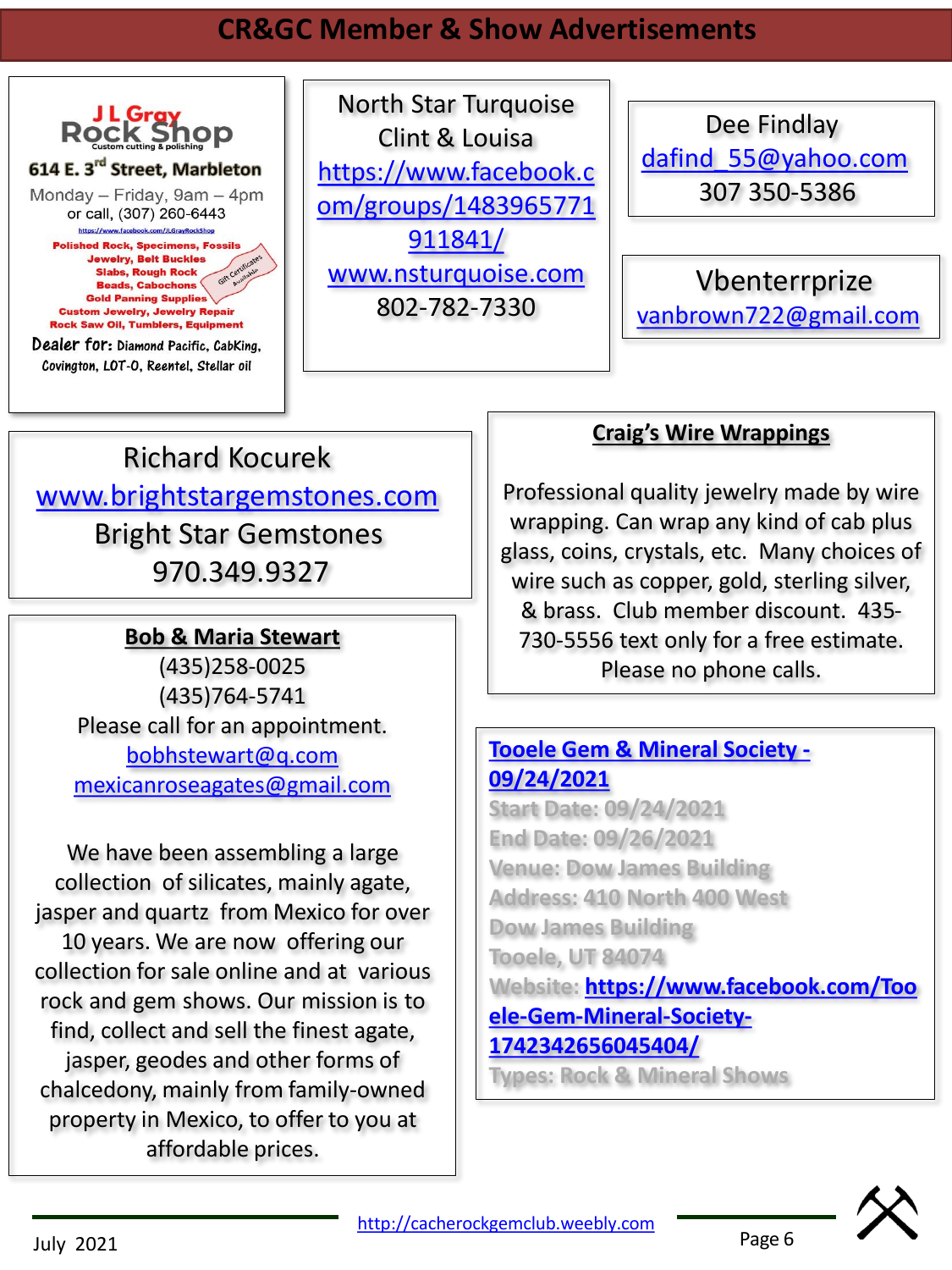# CR&GC Member & Show Advertisements

**J L Gray Rock Shop**
Custom cutting & polishing

**614 E. 3rd Street, Marbleton**

Monday – Friday, 9am – 4pm
or call, (307) 260-6443

https://www.facebook.com/JLGrayRockShop

Polished Rock, Specimens, Fossils
Jewelry, Belt Buckles
Slabs, Rough Rock
Beads, Cabochons
Gold Panning Supplies
Custom Jewelry, Jewelry Repair
Rock Saw Oil, Tumblers, Equipment

Gift Certificates Available

Dealer for: Diamond Pacific, CabKing, Covington, LOT-O, Reentel, Stellar oil

---

North Star Turquoise
Clint & Louisa
https://www.facebook.com/groups/1483965771911841/
www.nsturquoise.com
802-782-7330

---

Dee Findlay
dafind_55@yahoo.com
307 350-5386

---

Vbenterrprize
vanbrown722@gmail.com

---

Richard Kocurek
www.brightstargemstones.com
Bright Star Gemstones
970.349.9327

---

**Craig's Wire Wrappings**

Professional quality jewelry made by wire wrapping. Can wrap any kind of cab plus glass, coins, crystals, etc. Many choices of wire such as copper, gold, sterling silver, & brass. Club member discount. 435-730-5556 text only for a free estimate. Please no phone calls.

---

**Bob & Maria Stewart**
(435)258-0025
(435)764-5741
Please call for an appointment.
bobhstewart@q.com
mexicanroseagates@gmail.com

We have been assembling a large collection of silicates, mainly agate, jasper and quartz from Mexico for over 10 years. We are now offering our collection for sale online and at various rock and gem shows. Our mission is to find, collect and sell the finest agate, jasper, geodes and other forms of chalcedony, mainly from family-owned property in Mexico, to offer to you at affordable prices.

---

**Tooele Gem & Mineral Society - 09/24/2021**

Start Date: 09/24/2021
End Date: 09/26/2021
Venue: Dow James Building
Address: 410 North 400 West
Dow James Building
Tooele, UT 84074
Website: **https://www.facebook.com/Tooele-Gem-Mineral-Society-1742342656045404/**
Types: Rock & Mineral Shows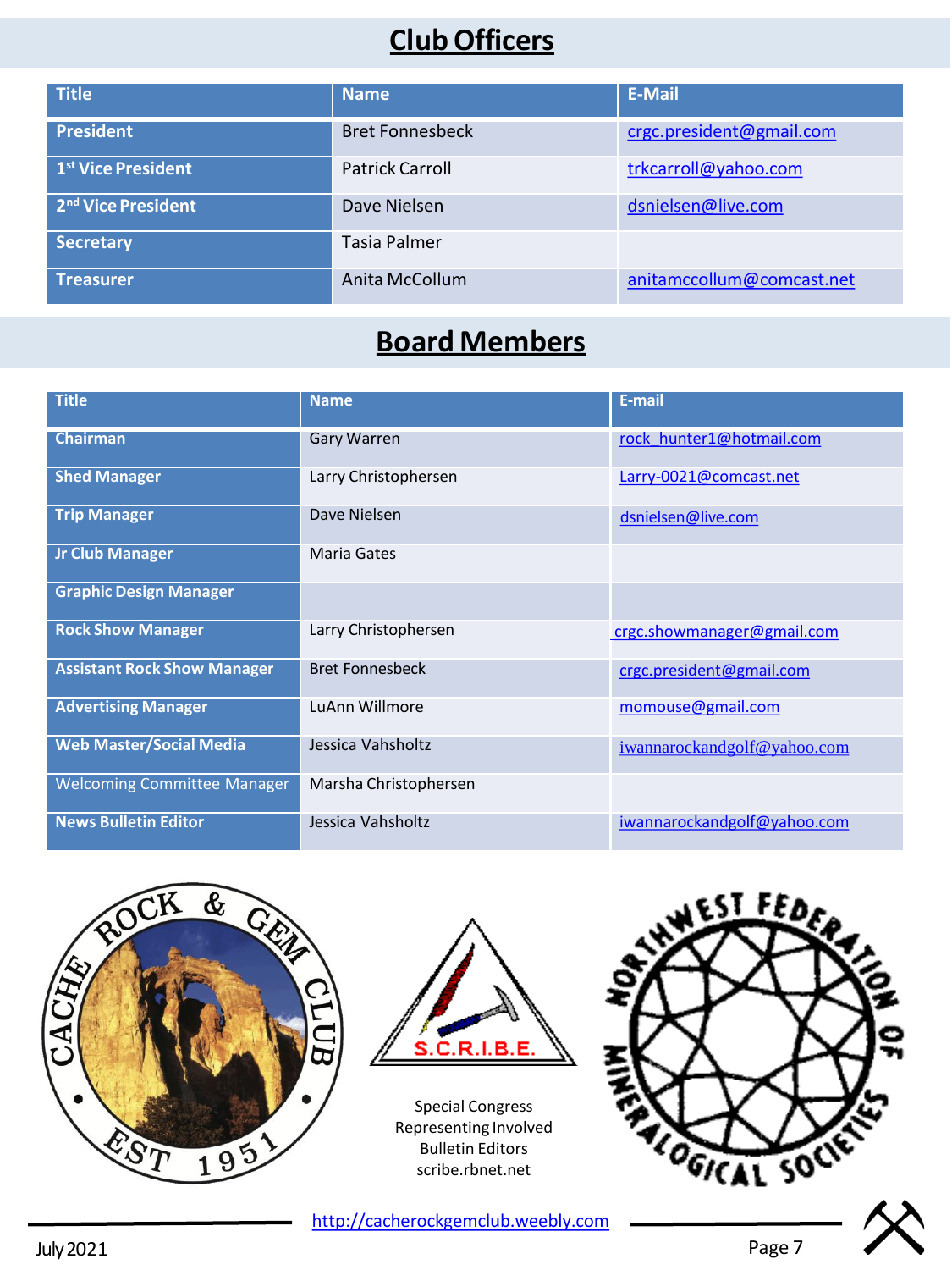# Club Officers

| Title | Name | E-Mail |
| --- | --- | --- |
| President | Bret Fonnesbeck | crgc.president@gmail.com |
| 1st Vice President | Patrick Carroll | trkcarroll@yahoo.com |
| 2nd Vice President | Dave Nielsen | dsnielsen@live.com |
| Secretary | Tasia Palmer | |
| Treasurer | Anita McCollum | anitamccollum@comcast.net |

# Board Members

| Title | Name | E-mail |
| --- | --- | --- |
| Chairman | Gary Warren | rock_hunter1@hotmail.com |
| Shed Manager | Larry Christophersen | Larry-0021@comcast.net |
| Trip Manager | Dave Nielsen | dsnielsen@live.com |
| Jr Club Manager | Maria Gates | |
| Graphic Design Manager | | |
| Rock Show Manager | Larry Christophersen | crgc.showmanager@gmail.com |
| Assistant Rock Show Manager | Bret Fonnesbeck | crgc.president@gmail.com |
| Advertising Manager | LuAnn Willmore | momouse@gmail.com |
| Web Master/Social Media | Jessica Vahsholtz | iwannarockandgolf@yahoo.com |
| Welcoming Committee Manager | Marsha Christophersen | |
| News Bulletin Editor | Jessica Vahsholtz | iwannarockandgolf@yahoo.com |

CACHE ROCK & GEM CLUB EST 1951

S.C.R.I.B.E.

Special Congress Representing Involved Bulletin Editors scribe.rbnet.net

NORTHWEST FEDERATION OF MINERALOGICAL SOCIETIES

http://cacherockgemclub.weebly.com

July 2021